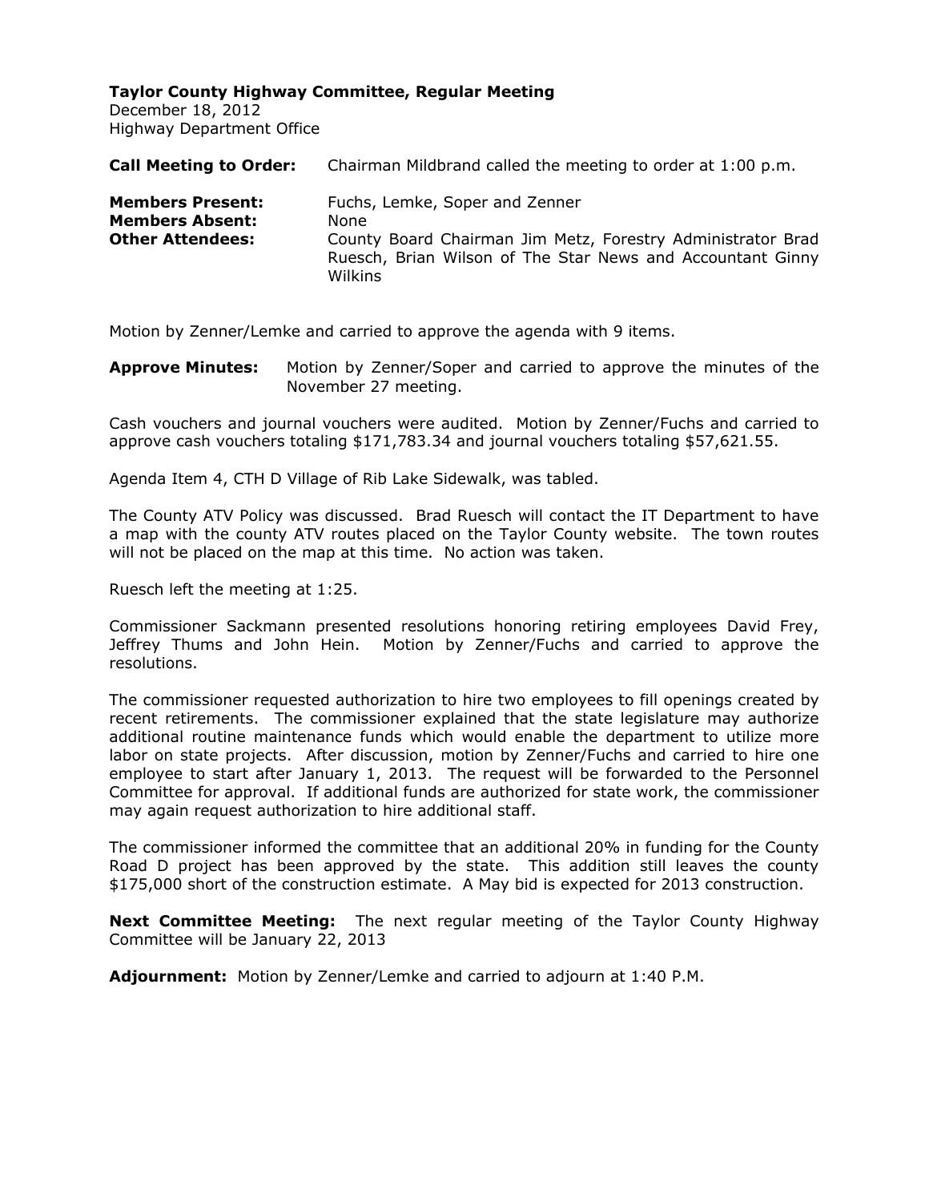**Taylor County Highway Committee, Regular Meeting**
December 18, 2012
Highway Department Office

**Call Meeting to Order:** Chairman Mildbrand called the meeting to order at 1:00 p.m.

**Members Present:** Fuchs, Lemke, Soper and Zenner
**Members Absent:** None
**Other Attendees:** County Board Chairman Jim Metz, Forestry Administrator Brad Ruesch, Brian Wilson of The Star News and Accountant Ginny Wilkins

Motion by Zenner/Lemke and carried to approve the agenda with 9 items.

**Approve Minutes:** Motion by Zenner/Soper and carried to approve the minutes of the November 27 meeting.

Cash vouchers and journal vouchers were audited. Motion by Zenner/Fuchs and carried to approve cash vouchers totaling $171,783.34 and journal vouchers totaling $57,621.55.

Agenda Item 4, CTH D Village of Rib Lake Sidewalk, was tabled.

The County ATV Policy was discussed. Brad Ruesch will contact the IT Department to have a map with the county ATV routes placed on the Taylor County website. The town routes will not be placed on the map at this time. No action was taken.

Ruesch left the meeting at 1:25.

Commissioner Sackmann presented resolutions honoring retiring employees David Frey, Jeffrey Thums and John Hein. Motion by Zenner/Fuchs and carried to approve the resolutions.

The commissioner requested authorization to hire two employees to fill openings created by recent retirements. The commissioner explained that the state legislature may authorize additional routine maintenance funds which would enable the department to utilize more labor on state projects. After discussion, motion by Zenner/Fuchs and carried to hire one employee to start after January 1, 2013. The request will be forwarded to the Personnel Committee for approval. If additional funds are authorized for state work, the commissioner may again request authorization to hire additional staff.

The commissioner informed the committee that an additional 20% in funding for the County Road D project has been approved by the state. This addition still leaves the county $175,000 short of the construction estimate. A May bid is expected for 2013 construction.

**Next Committee Meeting:** The next regular meeting of the Taylor County Highway Committee will be January 22, 2013

**Adjournment:** Motion by Zenner/Lemke and carried to adjourn at 1:40 P.M.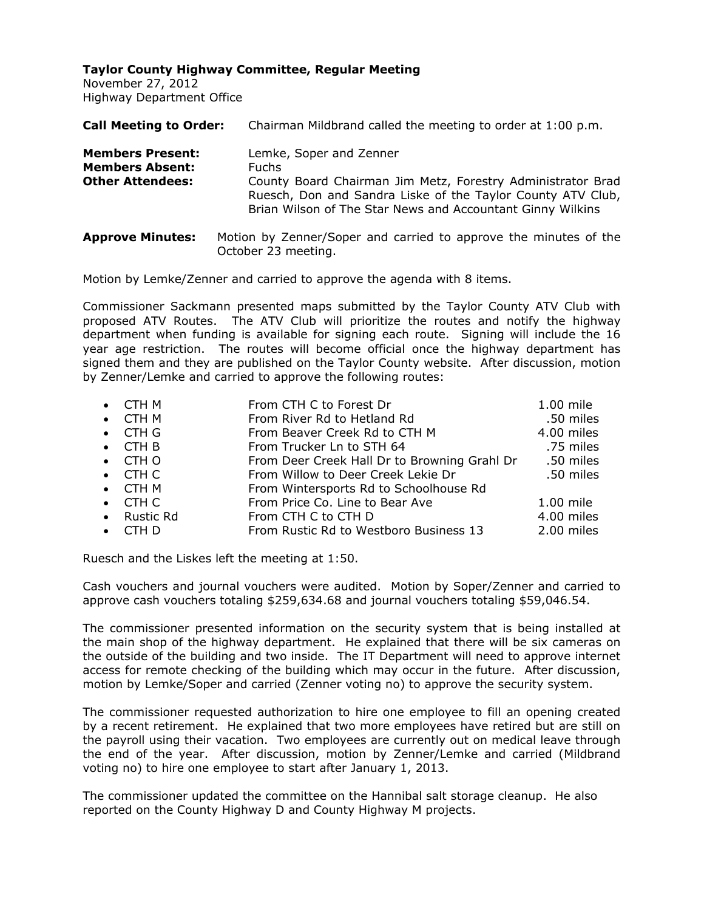**Taylor County Highway Committee, Regular Meeting**
November 27, 2012
Highway Department Office

**Call Meeting to Order:** Chairman Mildbrand called the meeting to order at 1:00 p.m.

**Members Present:** Lemke, Soper and Zenner
**Members Absent:** Fuchs
**Other Attendees:** County Board Chairman Jim Metz, Forestry Administrator Brad Ruesch, Don and Sandra Liske of the Taylor County ATV Club, Brian Wilson of The Star News and Accountant Ginny Wilkins

**Approve Minutes:** Motion by Zenner/Soper and carried to approve the minutes of the October 23 meeting.

Motion by Lemke/Zenner and carried to approve the agenda with 8 items.

Commissioner Sackmann presented maps submitted by the Taylor County ATV Club with proposed ATV Routes. The ATV Club will prioritize the routes and notify the highway department when funding is available for signing each route. Signing will include the 16 year age restriction. The routes will become official once the highway department has signed them and they are published on the Taylor County website. After discussion, motion by Zenner/Lemke and carried to approve the following routes:

- CTH M — From CTH C to Forest Dr — 1.00 mile
- CTH M — From River Rd to Hetland Rd — .50 miles
- CTH G — From Beaver Creek Rd to CTH M — 4.00 miles
- CTH B — From Trucker Ln to STH 64 — .75 miles
- CTH O — From Deer Creek Hall Dr to Browning Grahl Dr — .50 miles
- CTH C — From Willow to Deer Creek Lekie Dr — .50 miles
- CTH M — From Wintersports Rd to Schoolhouse Rd
- CTH C — From Price Co. Line to Bear Ave — 1.00 mile
- Rustic Rd — From CTH C to CTH D — 4.00 miles
- CTH D — From Rustic Rd to Westboro Business 13 — 2.00 miles

Ruesch and the Liskes left the meeting at 1:50.

Cash vouchers and journal vouchers were audited. Motion by Soper/Zenner and carried to approve cash vouchers totaling $259,634.68 and journal vouchers totaling $59,046.54.

The commissioner presented information on the security system that is being installed at the main shop of the highway department. He explained that there will be six cameras on the outside of the building and two inside. The IT Department will need to approve internet access for remote checking of the building which may occur in the future. After discussion, motion by Lemke/Soper and carried (Zenner voting no) to approve the security system.

The commissioner requested authorization to hire one employee to fill an opening created by a recent retirement. He explained that two more employees have retired but are still on the payroll using their vacation. Two employees are currently out on medical leave through the end of the year. After discussion, motion by Zenner/Lemke and carried (Mildbrand voting no) to hire one employee to start after January 1, 2013.

The commissioner updated the committee on the Hannibal salt storage cleanup. He also reported on the County Highway D and County Highway M projects.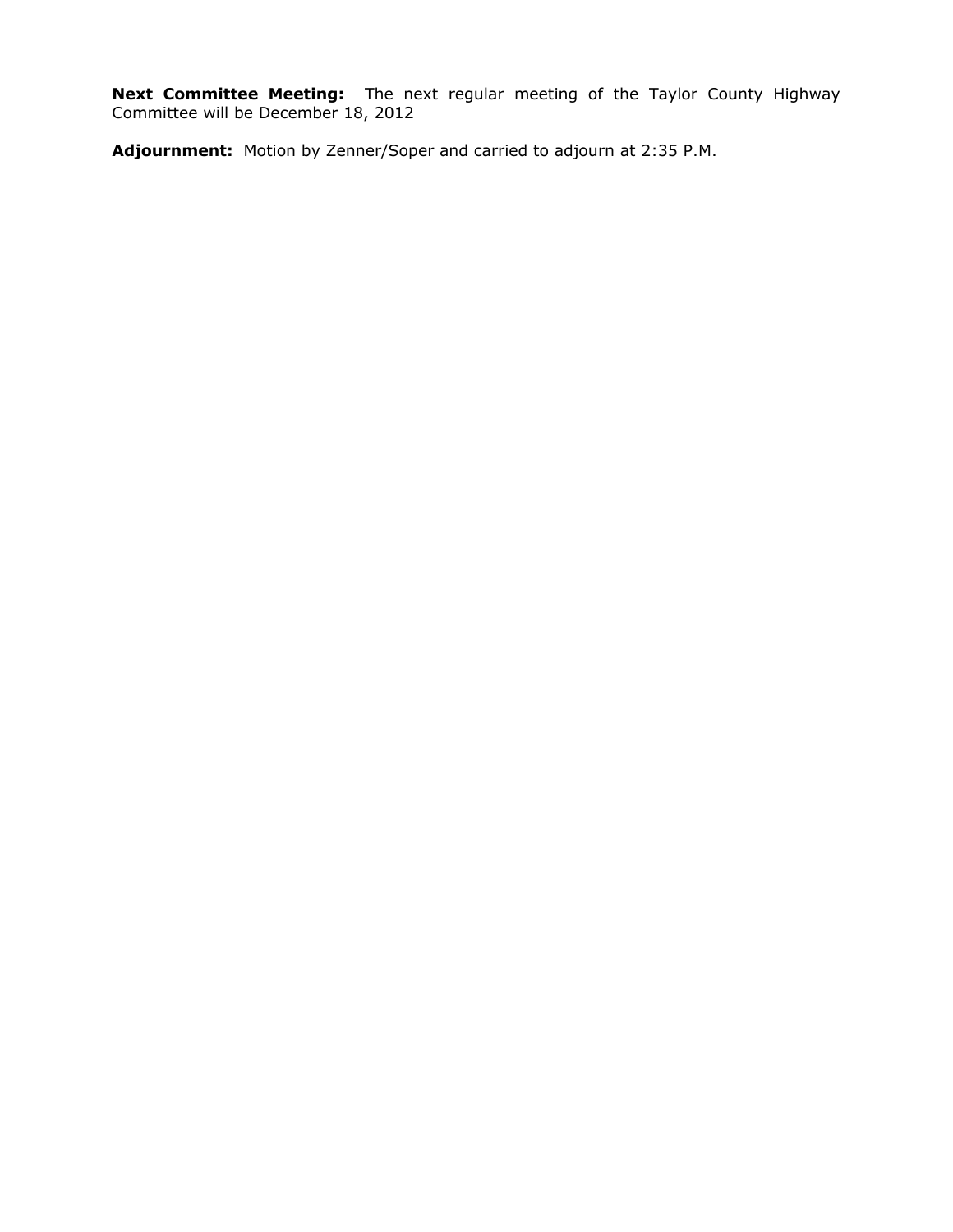**Next Committee Meeting:** The next regular meeting of the Taylor County Highway Committee will be December 18, 2012

**Adjournment:** Motion by Zenner/Soper and carried to adjourn at 2:35 P.M.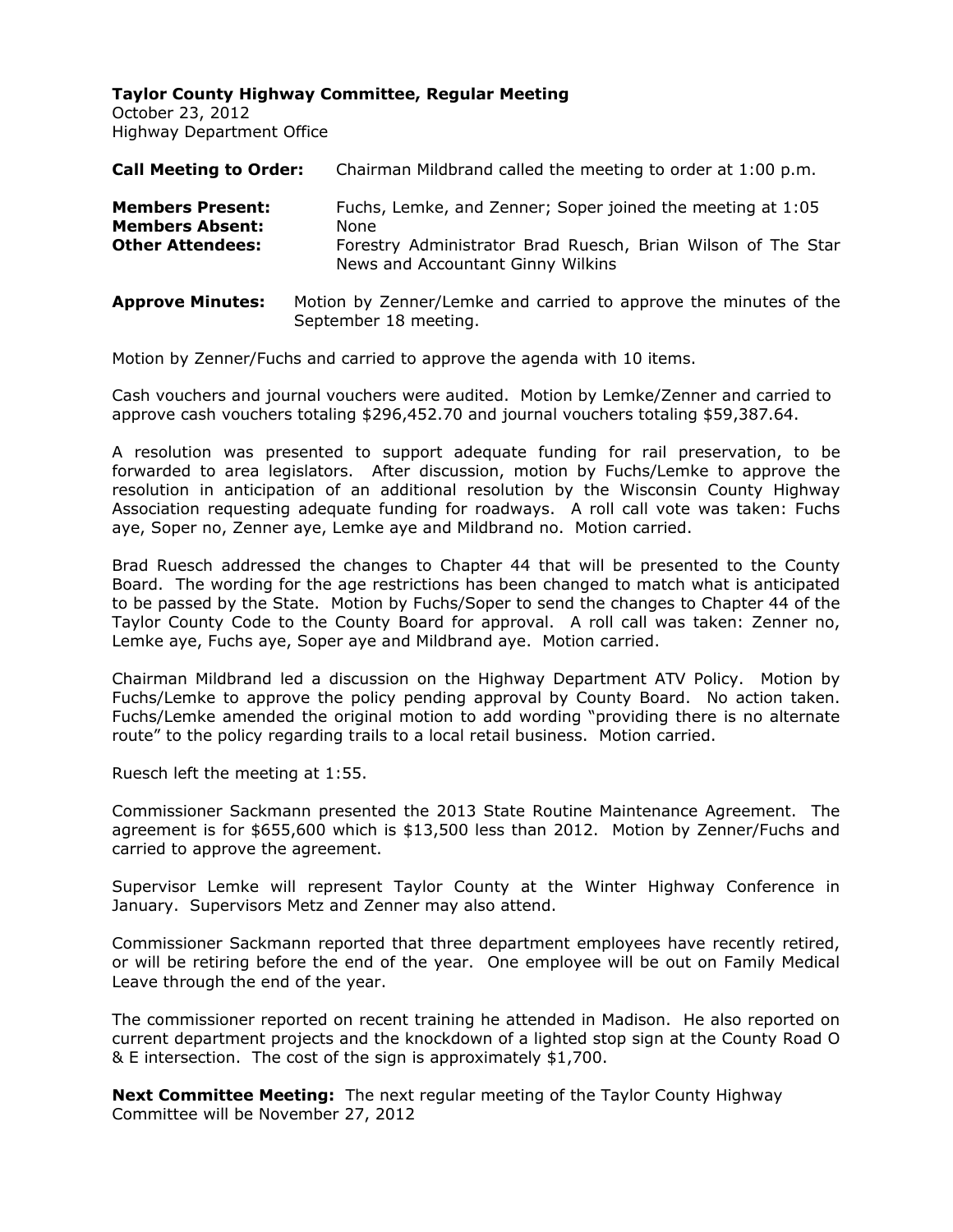**Taylor County Highway Committee, Regular Meeting**
October 23, 2012
Highway Department Office

**Call Meeting to Order:** Chairman Mildbrand called the meeting to order at 1:00 p.m.

**Members Present:** Fuchs, Lemke, and Zenner; Soper joined the meeting at 1:05
**Members Absent:** None
**Other Attendees:** Forestry Administrator Brad Ruesch, Brian Wilson of The Star News and Accountant Ginny Wilkins

**Approve Minutes:** Motion by Zenner/Lemke and carried to approve the minutes of the September 18 meeting.

Motion by Zenner/Fuchs and carried to approve the agenda with 10 items.

Cash vouchers and journal vouchers were audited. Motion by Lemke/Zenner and carried to approve cash vouchers totaling $296,452.70 and journal vouchers totaling $59,387.64.

A resolution was presented to support adequate funding for rail preservation, to be forwarded to area legislators. After discussion, motion by Fuchs/Lemke to approve the resolution in anticipation of an additional resolution by the Wisconsin County Highway Association requesting adequate funding for roadways. A roll call vote was taken: Fuchs aye, Soper no, Zenner aye, Lemke aye and Mildbrand no. Motion carried.

Brad Ruesch addressed the changes to Chapter 44 that will be presented to the County Board. The wording for the age restrictions has been changed to match what is anticipated to be passed by the State. Motion by Fuchs/Soper to send the changes to Chapter 44 of the Taylor County Code to the County Board for approval. A roll call was taken: Zenner no, Lemke aye, Fuchs aye, Soper aye and Mildbrand aye. Motion carried.

Chairman Mildbrand led a discussion on the Highway Department ATV Policy. Motion by Fuchs/Lemke to approve the policy pending approval by County Board. No action taken. Fuchs/Lemke amended the original motion to add wording "providing there is no alternate route" to the policy regarding trails to a local retail business. Motion carried.

Ruesch left the meeting at 1:55.

Commissioner Sackmann presented the 2013 State Routine Maintenance Agreement. The agreement is for $655,600 which is $13,500 less than 2012. Motion by Zenner/Fuchs and carried to approve the agreement.

Supervisor Lemke will represent Taylor County at the Winter Highway Conference in January. Supervisors Metz and Zenner may also attend.

Commissioner Sackmann reported that three department employees have recently retired, or will be retiring before the end of the year. One employee will be out on Family Medical Leave through the end of the year.

The commissioner reported on recent training he attended in Madison. He also reported on current department projects and the knockdown of a lighted stop sign at the County Road O & E intersection. The cost of the sign is approximately $1,700.

**Next Committee Meeting:** The next regular meeting of the Taylor County Highway Committee will be November 27, 2012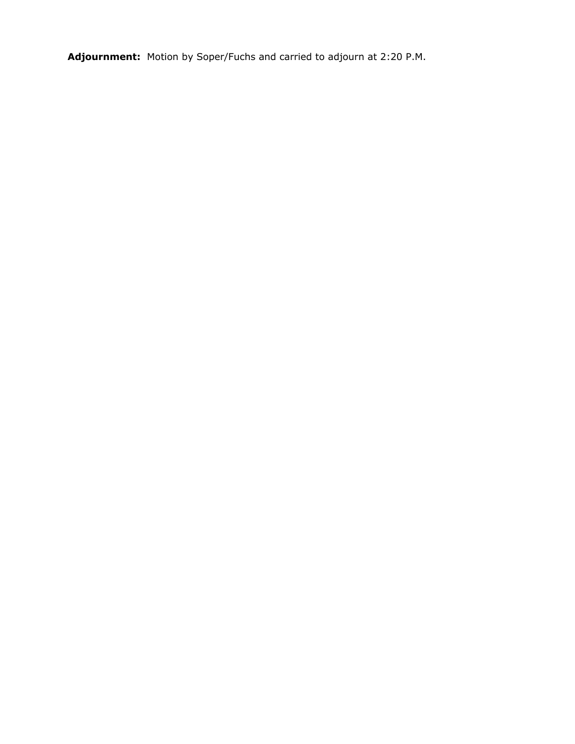**Adjournment:** Motion by Soper/Fuchs and carried to adjourn at 2:20 P.M.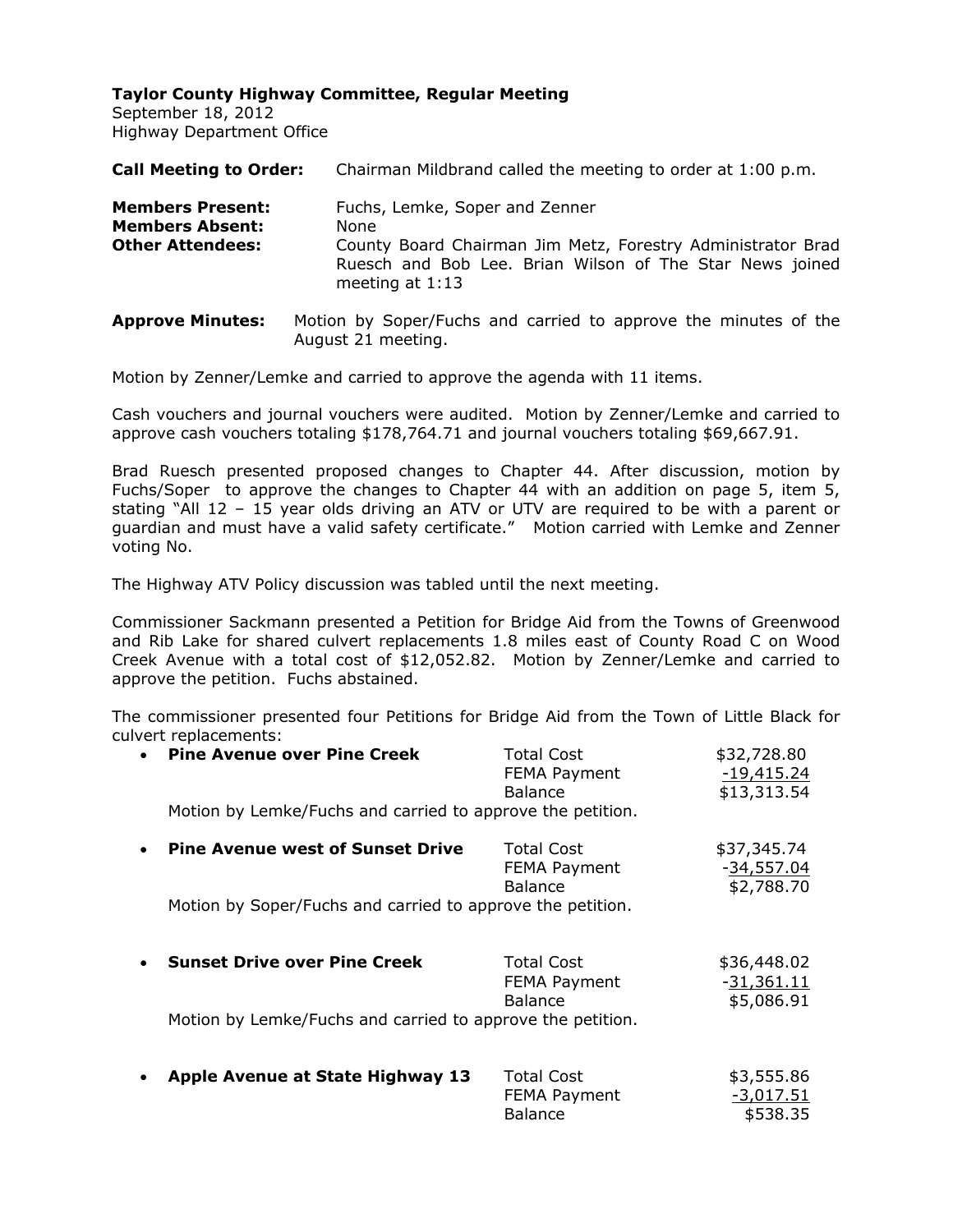**Taylor County Highway Committee, Regular Meeting**
September 18, 2012
Highway Department Office

**Call Meeting to Order:** Chairman Mildbrand called the meeting to order at 1:00 p.m.

**Members Present:** Fuchs, Lemke, Soper and Zenner
**Members Absent:** None
**Other Attendees:** County Board Chairman Jim Metz, Forestry Administrator Brad Ruesch and Bob Lee. Brian Wilson of The Star News joined meeting at 1:13

**Approve Minutes:** Motion by Soper/Fuchs and carried to approve the minutes of the August 21 meeting.

Motion by Zenner/Lemke and carried to approve the agenda with 11 items.

Cash vouchers and journal vouchers were audited. Motion by Zenner/Lemke and carried to approve cash vouchers totaling $178,764.71 and journal vouchers totaling $69,667.91.

Brad Ruesch presented proposed changes to Chapter 44. After discussion, motion by Fuchs/Soper to approve the changes to Chapter 44 with an addition on page 5, item 5, stating "All 12 – 15 year olds driving an ATV or UTV are required to be with a parent or guardian and must have a valid safety certificate." Motion carried with Lemke and Zenner voting No.

The Highway ATV Policy discussion was tabled until the next meeting.

Commissioner Sackmann presented a Petition for Bridge Aid from the Towns of Greenwood and Rib Lake for shared culvert replacements 1.8 miles east of County Road C on Wood Creek Avenue with a total cost of $12,052.82. Motion by Zenner/Lemke and carried to approve the petition. Fuchs abstained.

The commissioner presented four Petitions for Bridge Aid from the Town of Little Black for culvert replacements:

- **Pine Avenue over Pine Creek**

| | |
|---|---|
| Total Cost | $32,728.80 |
| FEMA Payment | -19,415.24 |
| Balance | $13,313.54 |

Motion by Lemke/Fuchs and carried to approve the petition.

- **Pine Avenue west of Sunset Drive**

| | |
|---|---|
| Total Cost | $37,345.74 |
| FEMA Payment | -34,557.04 |
| Balance | $2,788.70 |

Motion by Soper/Fuchs and carried to approve the petition.

- **Sunset Drive over Pine Creek**

| | |
|---|---|
| Total Cost | $36,448.02 |
| FEMA Payment | -31,361.11 |
| Balance | $5,086.91 |

Motion by Lemke/Fuchs and carried to approve the petition.

- **Apple Avenue at State Highway 13**

| | |
|---|---|
| Total Cost | $3,555.86 |
| FEMA Payment | -3,017.51 |
| Balance | $538.35 |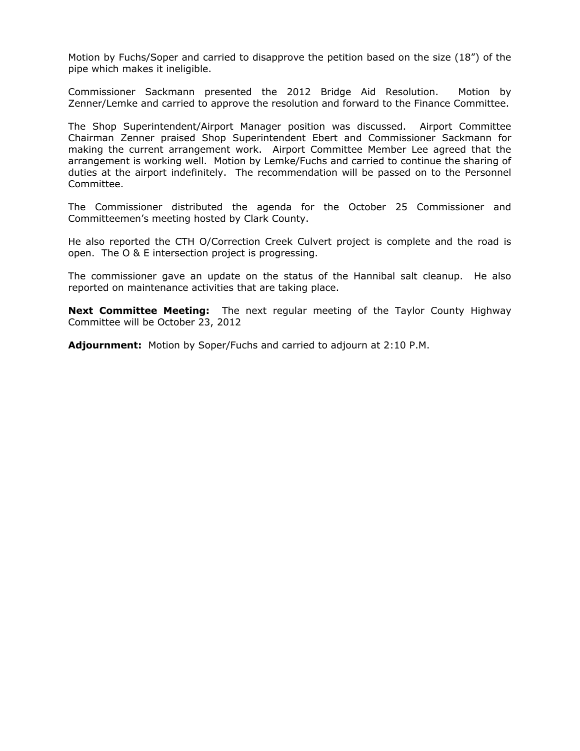Motion by Fuchs/Soper and carried to disapprove the petition based on the size (18") of the pipe which makes it ineligible.

Commissioner Sackmann presented the 2012 Bridge Aid Resolution. Motion by Zenner/Lemke and carried to approve the resolution and forward to the Finance Committee.

The Shop Superintendent/Airport Manager position was discussed. Airport Committee Chairman Zenner praised Shop Superintendent Ebert and Commissioner Sackmann for making the current arrangement work. Airport Committee Member Lee agreed that the arrangement is working well. Motion by Lemke/Fuchs and carried to continue the sharing of duties at the airport indefinitely. The recommendation will be passed on to the Personnel Committee.

The Commissioner distributed the agenda for the October 25 Commissioner and Committeemen's meeting hosted by Clark County.

He also reported the CTH O/Correction Creek Culvert project is complete and the road is open. The O & E intersection project is progressing.

The commissioner gave an update on the status of the Hannibal salt cleanup. He also reported on maintenance activities that are taking place.

**Next Committee Meeting:** The next regular meeting of the Taylor County Highway Committee will be October 23, 2012

**Adjournment:** Motion by Soper/Fuchs and carried to adjourn at 2:10 P.M.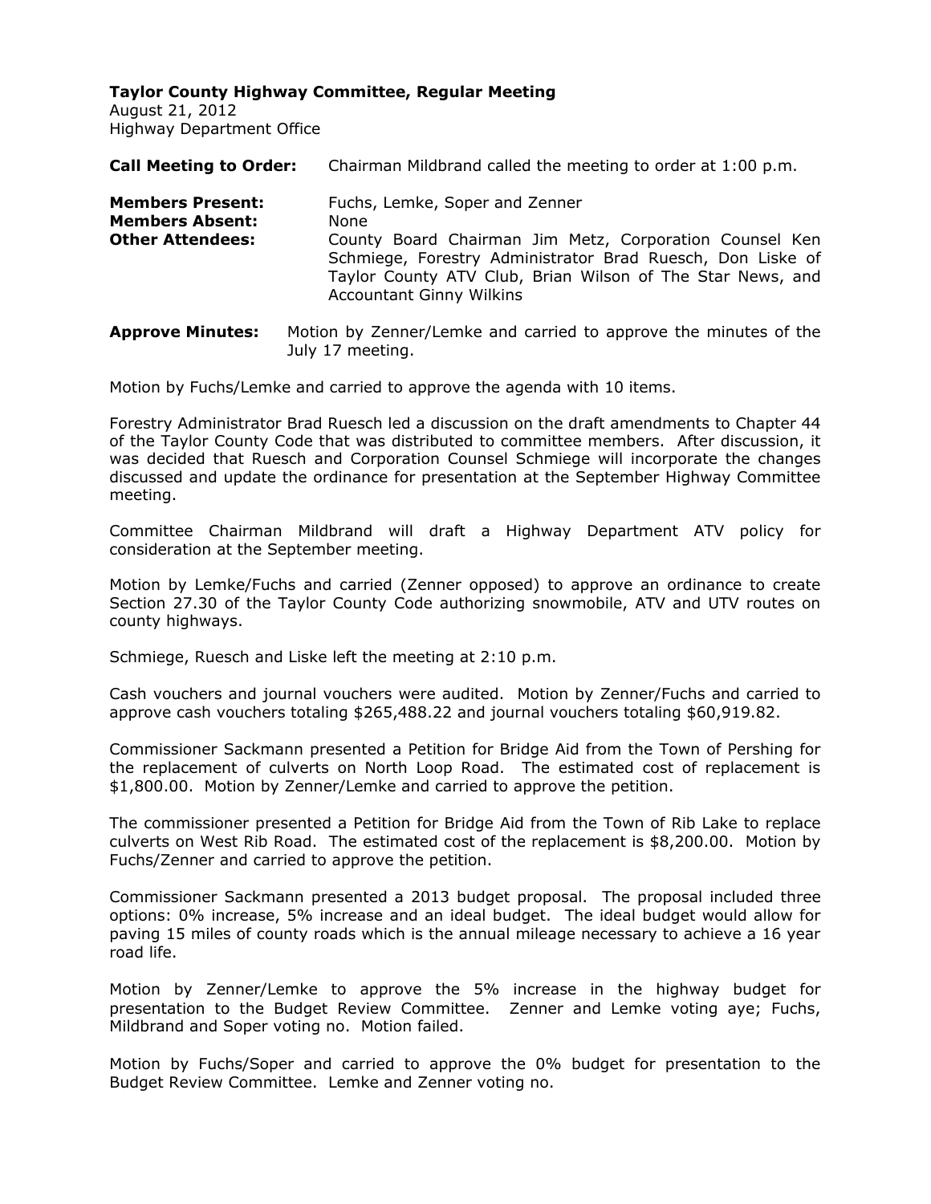**Taylor County Highway Committee, Regular Meeting**
August 21, 2012
Highway Department Office

**Call Meeting to Order:** Chairman Mildbrand called the meeting to order at 1:00 p.m.

**Members Present:** Fuchs, Lemke, Soper and Zenner
**Members Absent:** None
**Other Attendees:** County Board Chairman Jim Metz, Corporation Counsel Ken Schmiege, Forestry Administrator Brad Ruesch, Don Liske of Taylor County ATV Club, Brian Wilson of The Star News, and Accountant Ginny Wilkins

**Approve Minutes:** Motion by Zenner/Lemke and carried to approve the minutes of the July 17 meeting.

Motion by Fuchs/Lemke and carried to approve the agenda with 10 items.

Forestry Administrator Brad Ruesch led a discussion on the draft amendments to Chapter 44 of the Taylor County Code that was distributed to committee members. After discussion, it was decided that Ruesch and Corporation Counsel Schmiege will incorporate the changes discussed and update the ordinance for presentation at the September Highway Committee meeting.

Committee Chairman Mildbrand will draft a Highway Department ATV policy for consideration at the September meeting.

Motion by Lemke/Fuchs and carried (Zenner opposed) to approve an ordinance to create Section 27.30 of the Taylor County Code authorizing snowmobile, ATV and UTV routes on county highways.

Schmiege, Ruesch and Liske left the meeting at 2:10 p.m.

Cash vouchers and journal vouchers were audited. Motion by Zenner/Fuchs and carried to approve cash vouchers totaling $265,488.22 and journal vouchers totaling $60,919.82.

Commissioner Sackmann presented a Petition for Bridge Aid from the Town of Pershing for the replacement of culverts on North Loop Road. The estimated cost of replacement is $1,800.00. Motion by Zenner/Lemke and carried to approve the petition.

The commissioner presented a Petition for Bridge Aid from the Town of Rib Lake to replace culverts on West Rib Road. The estimated cost of the replacement is $8,200.00. Motion by Fuchs/Zenner and carried to approve the petition.

Commissioner Sackmann presented a 2013 budget proposal. The proposal included three options: 0% increase, 5% increase and an ideal budget. The ideal budget would allow for paving 15 miles of county roads which is the annual mileage necessary to achieve a 16 year road life.

Motion by Zenner/Lemke to approve the 5% increase in the highway budget for presentation to the Budget Review Committee. Zenner and Lemke voting aye; Fuchs, Mildbrand and Soper voting no. Motion failed.

Motion by Fuchs/Soper and carried to approve the 0% budget for presentation to the Budget Review Committee. Lemke and Zenner voting no.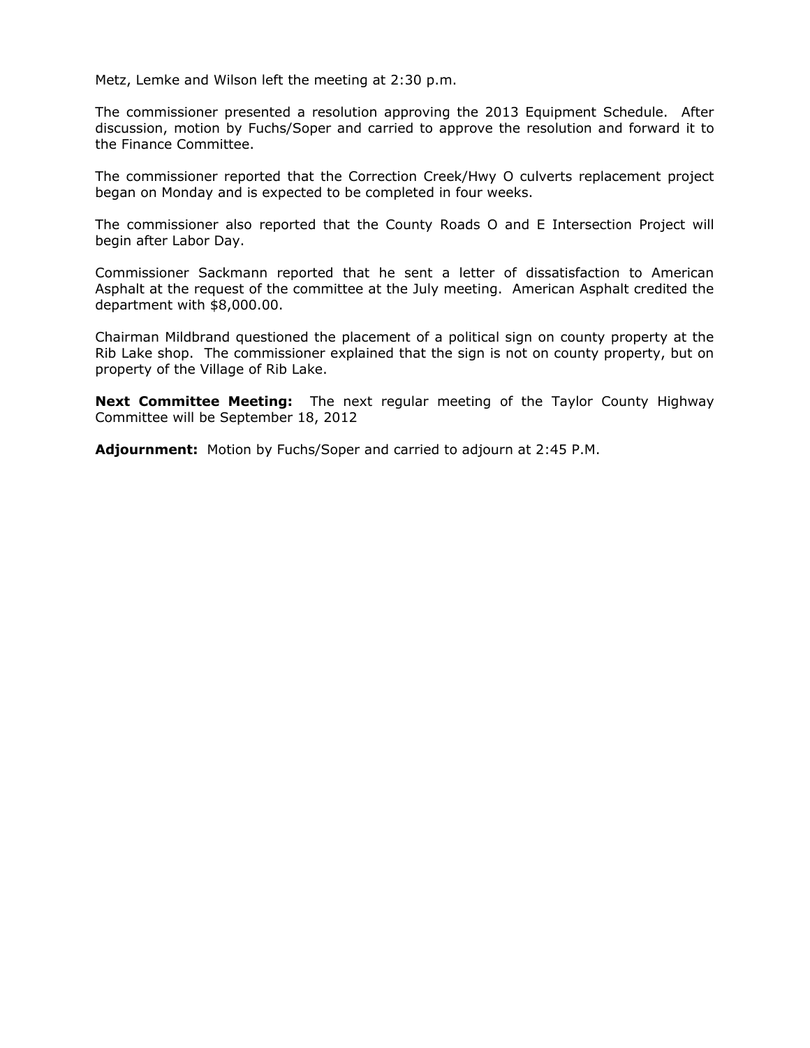Metz, Lemke and Wilson left the meeting at 2:30 p.m.

The commissioner presented a resolution approving the 2013 Equipment Schedule. After discussion, motion by Fuchs/Soper and carried to approve the resolution and forward it to the Finance Committee.

The commissioner reported that the Correction Creek/Hwy O culverts replacement project began on Monday and is expected to be completed in four weeks.

The commissioner also reported that the County Roads O and E Intersection Project will begin after Labor Day.

Commissioner Sackmann reported that he sent a letter of dissatisfaction to American Asphalt at the request of the committee at the July meeting. American Asphalt credited the department with $8,000.00.

Chairman Mildbrand questioned the placement of a political sign on county property at the Rib Lake shop. The commissioner explained that the sign is not on county property, but on property of the Village of Rib Lake.

**Next Committee Meeting:** The next regular meeting of the Taylor County Highway Committee will be September 18, 2012

**Adjournment:** Motion by Fuchs/Soper and carried to adjourn at 2:45 P.M.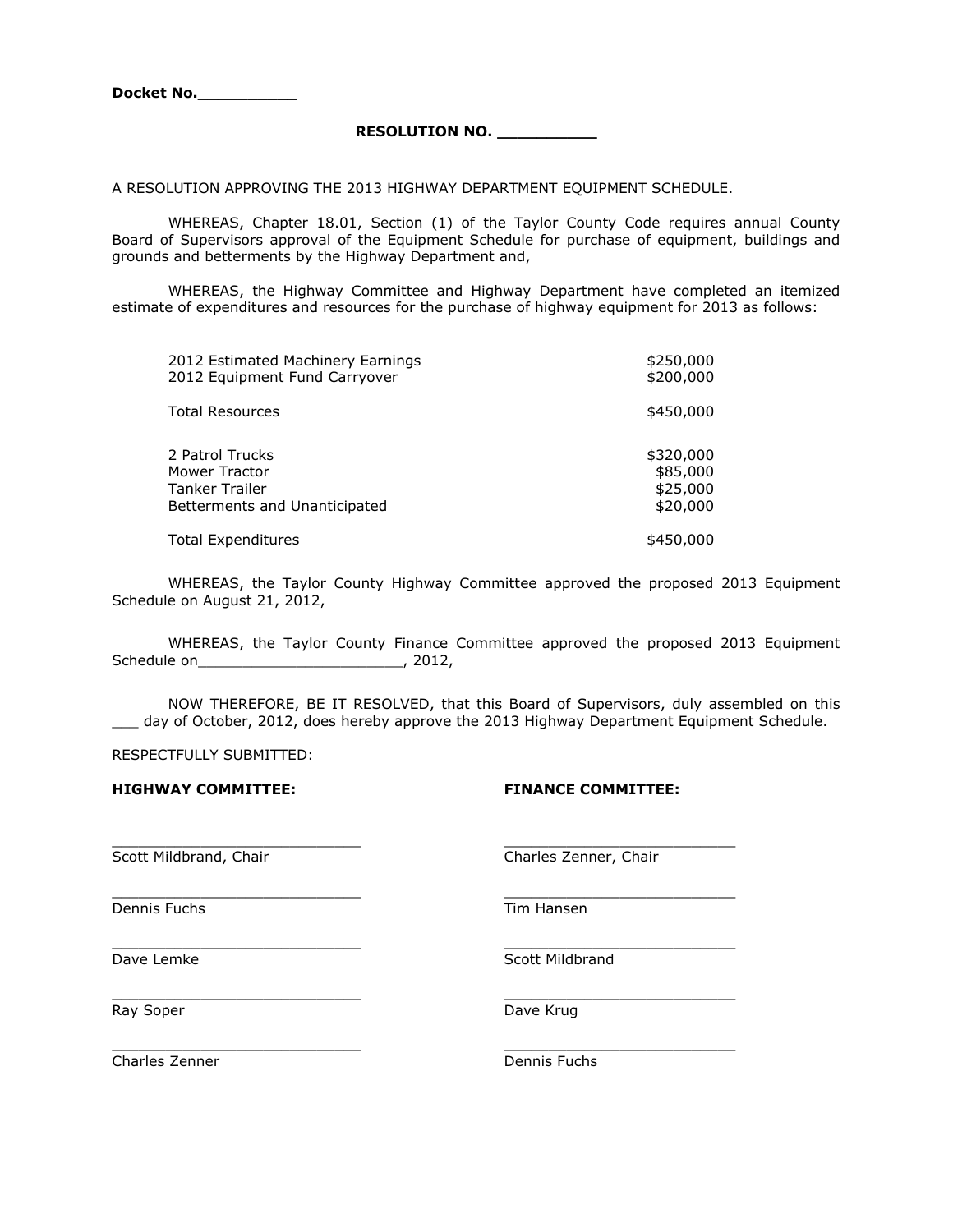**Docket No.__________**

**RESOLUTION NO. __________**

A RESOLUTION APPROVING THE 2013 HIGHWAY DEPARTMENT EQUIPMENT SCHEDULE.

WHEREAS, Chapter 18.01, Section (1) of the Taylor County Code requires annual County Board of Supervisors approval of the Equipment Schedule for purchase of equipment, buildings and grounds and betterments by the Highway Department and,

WHEREAS, the Highway Committee and Highway Department have completed an itemized estimate of expenditures and resources for the purchase of highway equipment for 2013 as follows:

| | |
|---|---|
| 2012 Estimated Machinery Earnings | $250,000 |
| 2012 Equipment Fund Carryover | $200,000 |
| Total Resources | $450,000 |
| 2 Patrol Trucks | $320,000 |
| Mower Tractor | $85,000 |
| Tanker Trailer | $25,000 |
| Betterments and Unanticipated | $20,000 |
| Total Expenditures | $450,000 |

WHEREAS, the Taylor County Highway Committee approved the proposed 2013 Equipment Schedule on August 21, 2012,

WHEREAS, the Taylor County Finance Committee approved the proposed 2013 Equipment Schedule on_______________________, 2012,

NOW THEREFORE, BE IT RESOLVED, that this Board of Supervisors, duly assembled on this ___ day of October, 2012, does hereby approve the 2013 Highway Department Equipment Schedule.

RESPECTFULLY SUBMITTED:

**HIGHWAY COMMITTEE:**

____________________________
Scott Mildbrand, Chair

____________________________
Dennis Fuchs

____________________________
Dave Lemke

____________________________
Ray Soper

____________________________
Charles Zenner

**FINANCE COMMITTEE:**

____________________________
Charles Zenner, Chair

____________________________
Tim Hansen

____________________________
Scott Mildbrand

____________________________
Dave Krug

____________________________
Dennis Fuchs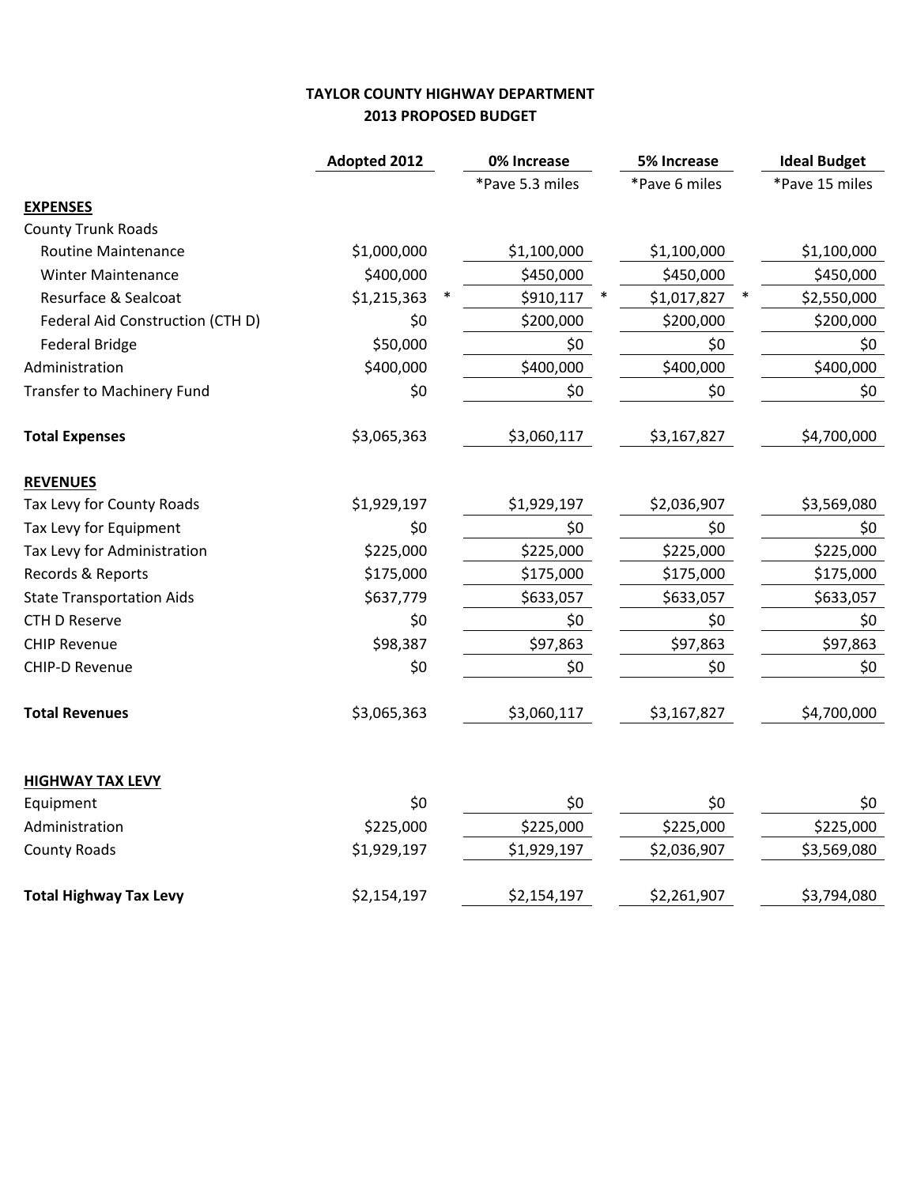**TAYLOR COUNTY HIGHWAY DEPARTMENT**
**2013 PROPOSED BUDGET**

| | Adopted 2012 | 0% Increase | 5% Increase | Ideal Budget |
|---|---|---|---|---|
| | | *Pave 5.3 miles | *Pave 6 miles | *Pave 15 miles |
| **EXPENSES** | | | | |
| County Trunk Roads | | | | |
| Routine Maintenance | $1,000,000 | $1,100,000 | $1,100,000 | $1,100,000 |
| Winter Maintenance | $400,000 | $450,000 | $450,000 | $450,000 |
| Resurface & Sealcoat | $1,215,363 * | $910,117 * | $1,017,827 * | $2,550,000 |
| Federal Aid Construction (CTH D) | $0 | $200,000 | $200,000 | $200,000 |
| Federal Bridge | $50,000 | $0 | $0 | $0 |
| Administration | $400,000 | $400,000 | $400,000 | $400,000 |
| Transfer to Machinery Fund | $0 | $0 | $0 | $0 |
| **Total Expenses** | $3,065,363 | $3,060,117 | $3,167,827 | $4,700,000 |
| **REVENUES** | | | | |
| Tax Levy for County Roads | $1,929,197 | $1,929,197 | $2,036,907 | $3,569,080 |
| Tax Levy for Equipment | $0 | $0 | $0 | $0 |
| Tax Levy for Administration | $225,000 | $225,000 | $225,000 | $225,000 |
| Records & Reports | $175,000 | $175,000 | $175,000 | $175,000 |
| State Transportation Aids | $637,779 | $633,057 | $633,057 | $633,057 |
| CTH D Reserve | $0 | $0 | $0 | $0 |
| CHIP Revenue | $98,387 | $97,863 | $97,863 | $97,863 |
| CHIP-D Revenue | $0 | $0 | $0 | $0 |
| **Total Revenues** | $3,065,363 | $3,060,117 | $3,167,827 | $4,700,000 |
| **HIGHWAY TAX LEVY** | | | | |
| Equipment | $0 | $0 | $0 | $0 |
| Administration | $225,000 | $225,000 | $225,000 | $225,000 |
| County Roads | $1,929,197 | $1,929,197 | $2,036,907 | $3,569,080 |
| **Total Highway Tax Levy** | $2,154,197 | $2,154,197 | $2,261,907 | $3,794,080 |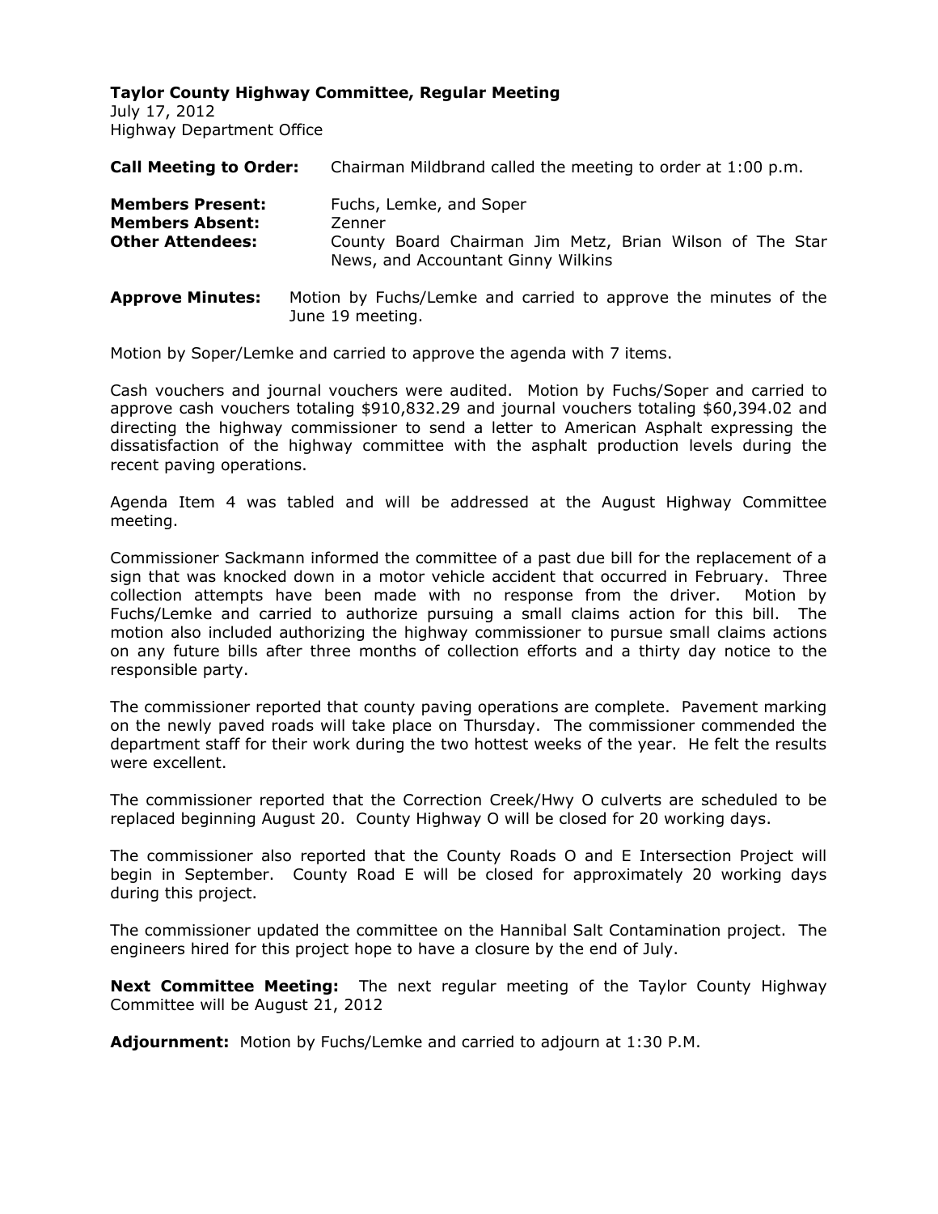**Taylor County Highway Committee, Regular Meeting**
July 17, 2012
Highway Department Office

**Call Meeting to Order:** Chairman Mildbrand called the meeting to order at 1:00 p.m.

**Members Present:** Fuchs, Lemke, and Soper
**Members Absent:** Zenner
**Other Attendees:** County Board Chairman Jim Metz, Brian Wilson of The Star News, and Accountant Ginny Wilkins

**Approve Minutes:** Motion by Fuchs/Lemke and carried to approve the minutes of the June 19 meeting.

Motion by Soper/Lemke and carried to approve the agenda with 7 items.

Cash vouchers and journal vouchers were audited. Motion by Fuchs/Soper and carried to approve cash vouchers totaling $910,832.29 and journal vouchers totaling $60,394.02 and directing the highway commissioner to send a letter to American Asphalt expressing the dissatisfaction of the highway committee with the asphalt production levels during the recent paving operations.

Agenda Item 4 was tabled and will be addressed at the August Highway Committee meeting.

Commissioner Sackmann informed the committee of a past due bill for the replacement of a sign that was knocked down in a motor vehicle accident that occurred in February. Three collection attempts have been made with no response from the driver. Motion by Fuchs/Lemke and carried to authorize pursuing a small claims action for this bill. The motion also included authorizing the highway commissioner to pursue small claims actions on any future bills after three months of collection efforts and a thirty day notice to the responsible party.

The commissioner reported that county paving operations are complete. Pavement marking on the newly paved roads will take place on Thursday. The commissioner commended the department staff for their work during the two hottest weeks of the year. He felt the results were excellent.

The commissioner reported that the Correction Creek/Hwy O culverts are scheduled to be replaced beginning August 20. County Highway O will be closed for 20 working days.

The commissioner also reported that the County Roads O and E Intersection Project will begin in September. County Road E will be closed for approximately 20 working days during this project.

The commissioner updated the committee on the Hannibal Salt Contamination project. The engineers hired for this project hope to have a closure by the end of July.

**Next Committee Meeting:** The next regular meeting of the Taylor County Highway Committee will be August 21, 2012

**Adjournment:** Motion by Fuchs/Lemke and carried to adjourn at 1:30 P.M.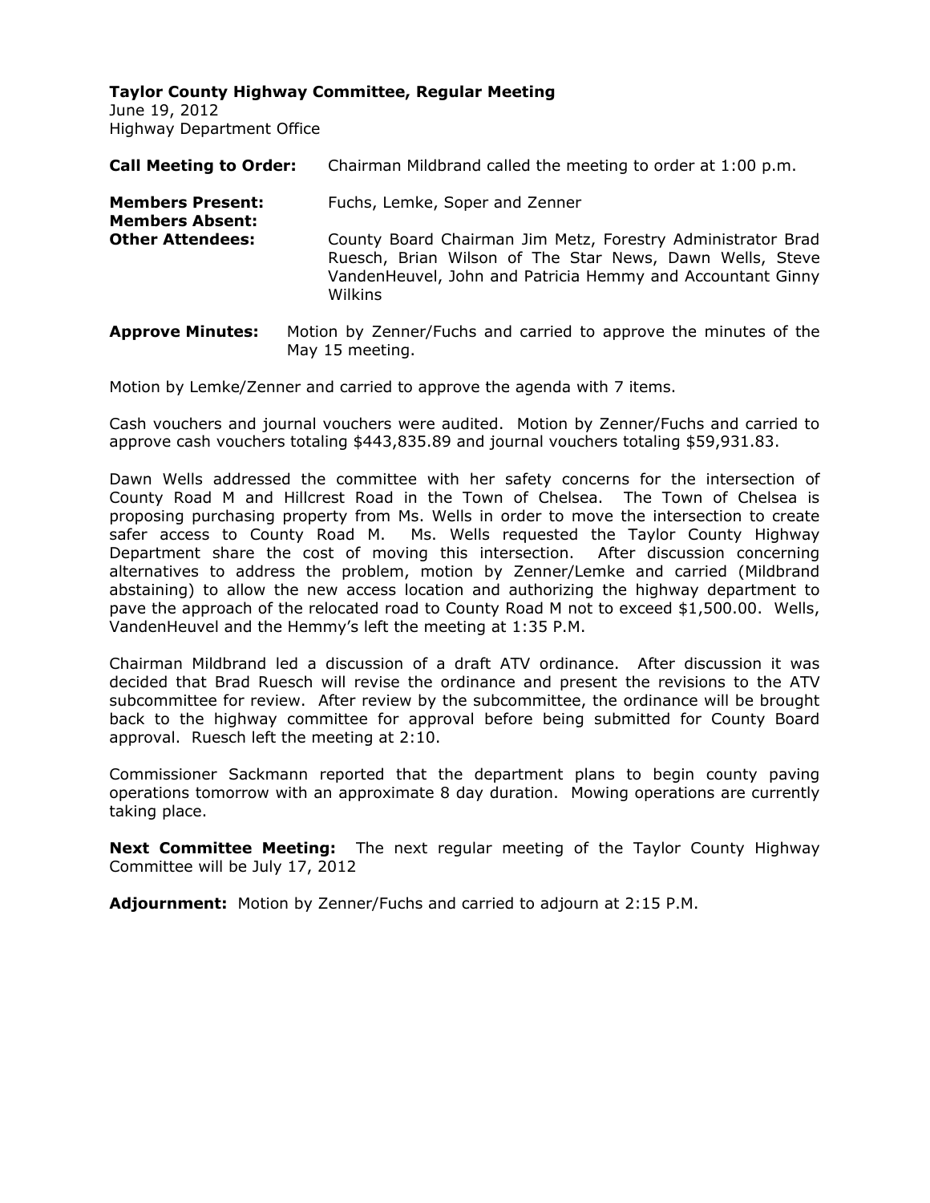**Taylor County Highway Committee, Regular Meeting**
June 19, 2012
Highway Department Office

**Call Meeting to Order:** Chairman Mildbrand called the meeting to order at 1:00 p.m.

**Members Present:** Fuchs, Lemke, Soper and Zenner
**Members Absent:**
**Other Attendees:** County Board Chairman Jim Metz, Forestry Administrator Brad Ruesch, Brian Wilson of The Star News, Dawn Wells, Steve VandenHeuvel, John and Patricia Hemmy and Accountant Ginny Wilkins

**Approve Minutes:** Motion by Zenner/Fuchs and carried to approve the minutes of the May 15 meeting.

Motion by Lemke/Zenner and carried to approve the agenda with 7 items.

Cash vouchers and journal vouchers were audited. Motion by Zenner/Fuchs and carried to approve cash vouchers totaling $443,835.89 and journal vouchers totaling $59,931.83.

Dawn Wells addressed the committee with her safety concerns for the intersection of County Road M and Hillcrest Road in the Town of Chelsea. The Town of Chelsea is proposing purchasing property from Ms. Wells in order to move the intersection to create safer access to County Road M. Ms. Wells requested the Taylor County Highway Department share the cost of moving this intersection. After discussion concerning alternatives to address the problem, motion by Zenner/Lemke and carried (Mildbrand abstaining) to allow the new access location and authorizing the highway department to pave the approach of the relocated road to County Road M not to exceed $1,500.00. Wells, VandenHeuvel and the Hemmy's left the meeting at 1:35 P.M.

Chairman Mildbrand led a discussion of a draft ATV ordinance. After discussion it was decided that Brad Ruesch will revise the ordinance and present the revisions to the ATV subcommittee for review. After review by the subcommittee, the ordinance will be brought back to the highway committee for approval before being submitted for County Board approval. Ruesch left the meeting at 2:10.

Commissioner Sackmann reported that the department plans to begin county paving operations tomorrow with an approximate 8 day duration. Mowing operations are currently taking place.

**Next Committee Meeting:** The next regular meeting of the Taylor County Highway Committee will be July 17, 2012

**Adjournment:** Motion by Zenner/Fuchs and carried to adjourn at 2:15 P.M.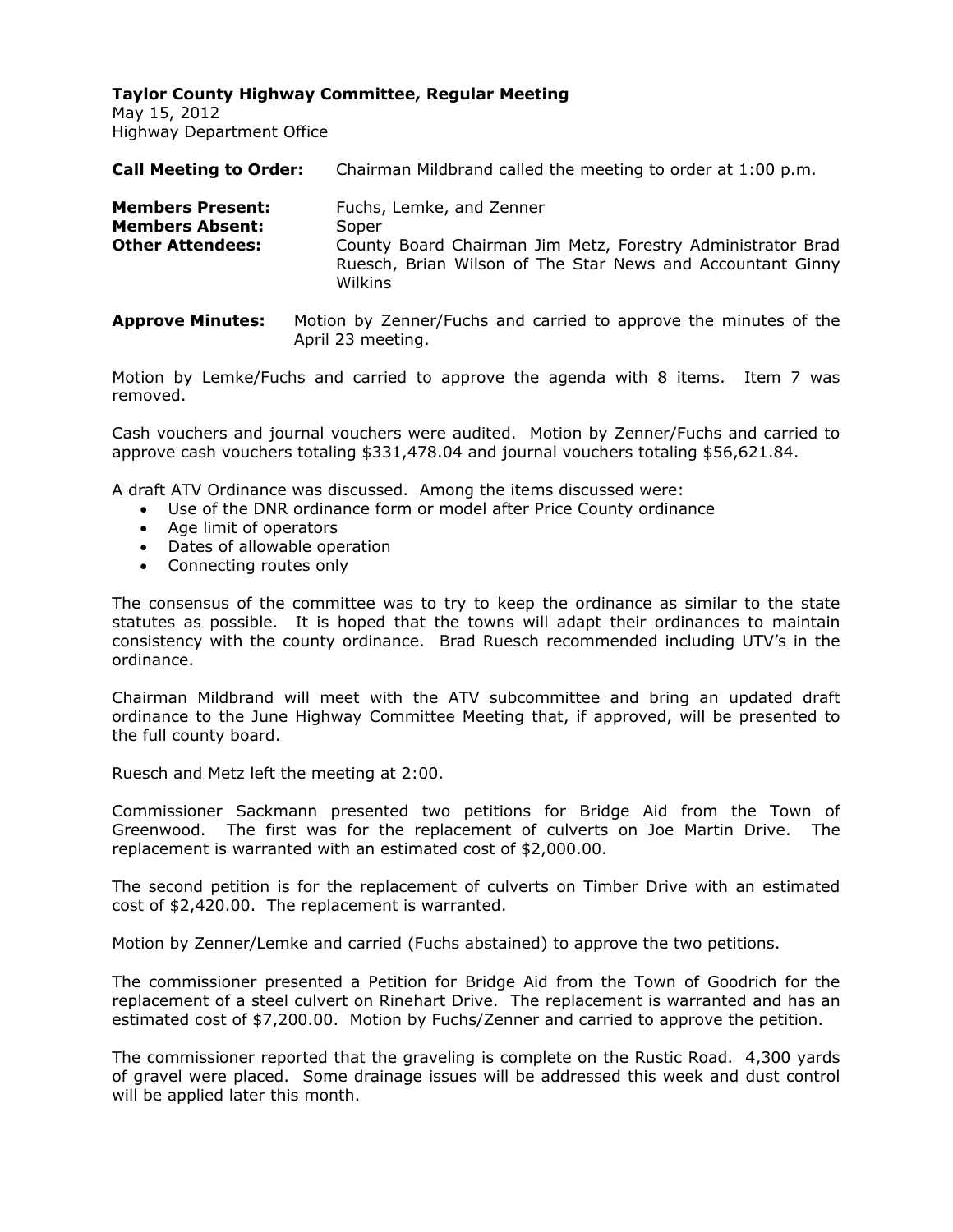**Taylor County Highway Committee, Regular Meeting**
May 15, 2012
Highway Department Office

**Call Meeting to Order:** Chairman Mildbrand called the meeting to order at 1:00 p.m.

**Members Present:** Fuchs, Lemke, and Zenner
**Members Absent:** Soper
**Other Attendees:** County Board Chairman Jim Metz, Forestry Administrator Brad Ruesch, Brian Wilson of The Star News and Accountant Ginny Wilkins

**Approve Minutes:** Motion by Zenner/Fuchs and carried to approve the minutes of the April 23 meeting.

Motion by Lemke/Fuchs and carried to approve the agenda with 8 items. Item 7 was removed.

Cash vouchers and journal vouchers were audited. Motion by Zenner/Fuchs and carried to approve cash vouchers totaling $331,478.04 and journal vouchers totaling $56,621.84.

A draft ATV Ordinance was discussed. Among the items discussed were:

- Use of the DNR ordinance form or model after Price County ordinance
- Age limit of operators
- Dates of allowable operation
- Connecting routes only

The consensus of the committee was to try to keep the ordinance as similar to the state statutes as possible. It is hoped that the towns will adapt their ordinances to maintain consistency with the county ordinance. Brad Ruesch recommended including UTV's in the ordinance.

Chairman Mildbrand will meet with the ATV subcommittee and bring an updated draft ordinance to the June Highway Committee Meeting that, if approved, will be presented to the full county board.

Ruesch and Metz left the meeting at 2:00.

Commissioner Sackmann presented two petitions for Bridge Aid from the Town of Greenwood. The first was for the replacement of culverts on Joe Martin Drive. The replacement is warranted with an estimated cost of $2,000.00.

The second petition is for the replacement of culverts on Timber Drive with an estimated cost of $2,420.00. The replacement is warranted.

Motion by Zenner/Lemke and carried (Fuchs abstained) to approve the two petitions.

The commissioner presented a Petition for Bridge Aid from the Town of Goodrich for the replacement of a steel culvert on Rinehart Drive. The replacement is warranted and has an estimated cost of $7,200.00. Motion by Fuchs/Zenner and carried to approve the petition.

The commissioner reported that the graveling is complete on the Rustic Road. 4,300 yards of gravel were placed. Some drainage issues will be addressed this week and dust control will be applied later this month.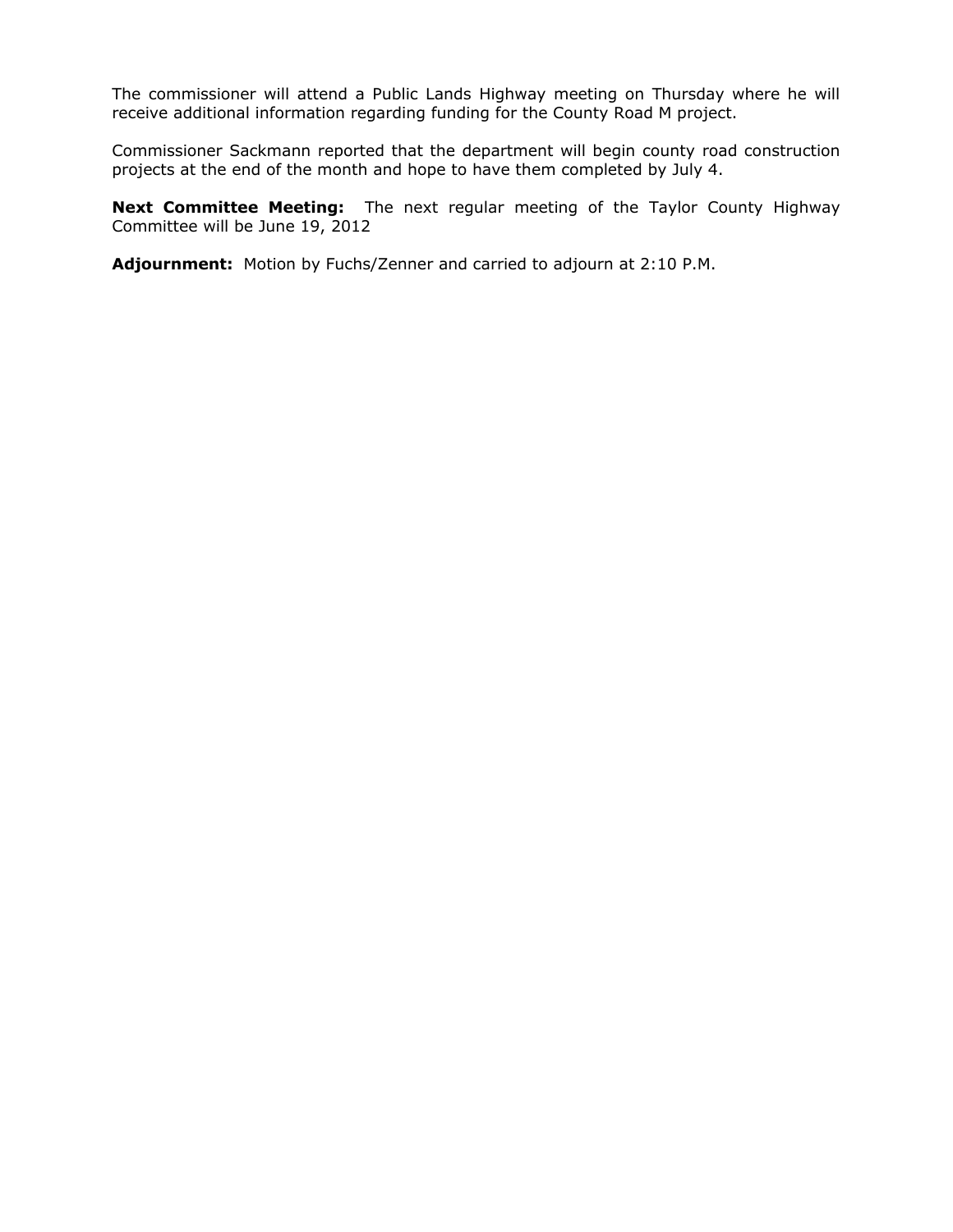The commissioner will attend a Public Lands Highway meeting on Thursday where he will receive additional information regarding funding for the County Road M project.

Commissioner Sackmann reported that the department will begin county road construction projects at the end of the month and hope to have them completed by July 4.

**Next Committee Meeting:** The next regular meeting of the Taylor County Highway Committee will be June 19, 2012

**Adjournment:** Motion by Fuchs/Zenner and carried to adjourn at 2:10 P.M.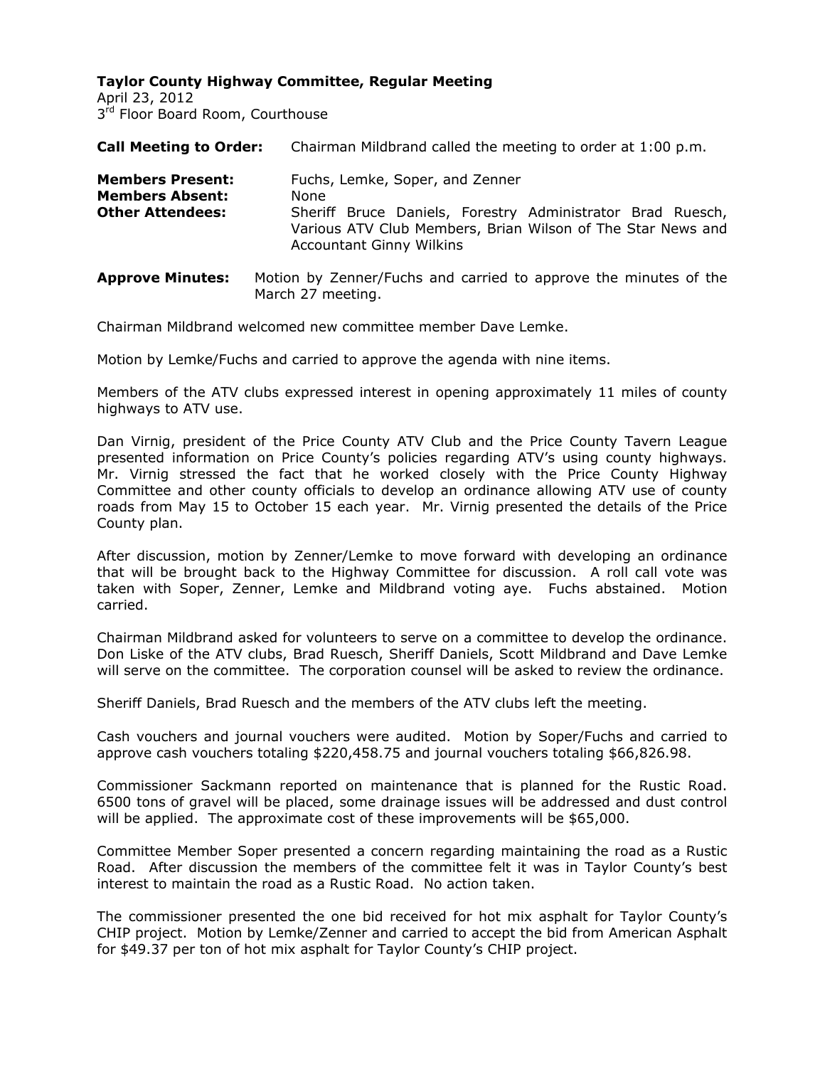**Taylor County Highway Committee, Regular Meeting**
April 23, 2012
3rd Floor Board Room, Courthouse

| | |
|---|---|
| **Call Meeting to Order:** | Chairman Mildbrand called the meeting to order at 1:00 p.m. |
| **Members Present:** | Fuchs, Lemke, Soper, and Zenner |
| **Members Absent:** | None |
| **Other Attendees:** | Sheriff Bruce Daniels, Forestry Administrator Brad Ruesch, Various ATV Club Members, Brian Wilson of The Star News and Accountant Ginny Wilkins |

**Approve Minutes:** Motion by Zenner/Fuchs and carried to approve the minutes of the March 27 meeting.

Chairman Mildbrand welcomed new committee member Dave Lemke.

Motion by Lemke/Fuchs and carried to approve the agenda with nine items.

Members of the ATV clubs expressed interest in opening approximately 11 miles of county highways to ATV use.

Dan Virnig, president of the Price County ATV Club and the Price County Tavern League presented information on Price County's policies regarding ATV's using county highways. Mr. Virnig stressed the fact that he worked closely with the Price County Highway Committee and other county officials to develop an ordinance allowing ATV use of county roads from May 15 to October 15 each year. Mr. Virnig presented the details of the Price County plan.

After discussion, motion by Zenner/Lemke to move forward with developing an ordinance that will be brought back to the Highway Committee for discussion. A roll call vote was taken with Soper, Zenner, Lemke and Mildbrand voting aye. Fuchs abstained. Motion carried.

Chairman Mildbrand asked for volunteers to serve on a committee to develop the ordinance. Don Liske of the ATV clubs, Brad Ruesch, Sheriff Daniels, Scott Mildbrand and Dave Lemke will serve on the committee. The corporation counsel will be asked to review the ordinance.

Sheriff Daniels, Brad Ruesch and the members of the ATV clubs left the meeting.

Cash vouchers and journal vouchers were audited. Motion by Soper/Fuchs and carried to approve cash vouchers totaling $220,458.75 and journal vouchers totaling $66,826.98.

Commissioner Sackmann reported on maintenance that is planned for the Rustic Road. 6500 tons of gravel will be placed, some drainage issues will be addressed and dust control will be applied. The approximate cost of these improvements will be $65,000.

Committee Member Soper presented a concern regarding maintaining the road as a Rustic Road. After discussion the members of the committee felt it was in Taylor County's best interest to maintain the road as a Rustic Road. No action taken.

The commissioner presented the one bid received for hot mix asphalt for Taylor County's CHIP project. Motion by Lemke/Zenner and carried to accept the bid from American Asphalt for $49.37 per ton of hot mix asphalt for Taylor County's CHIP project.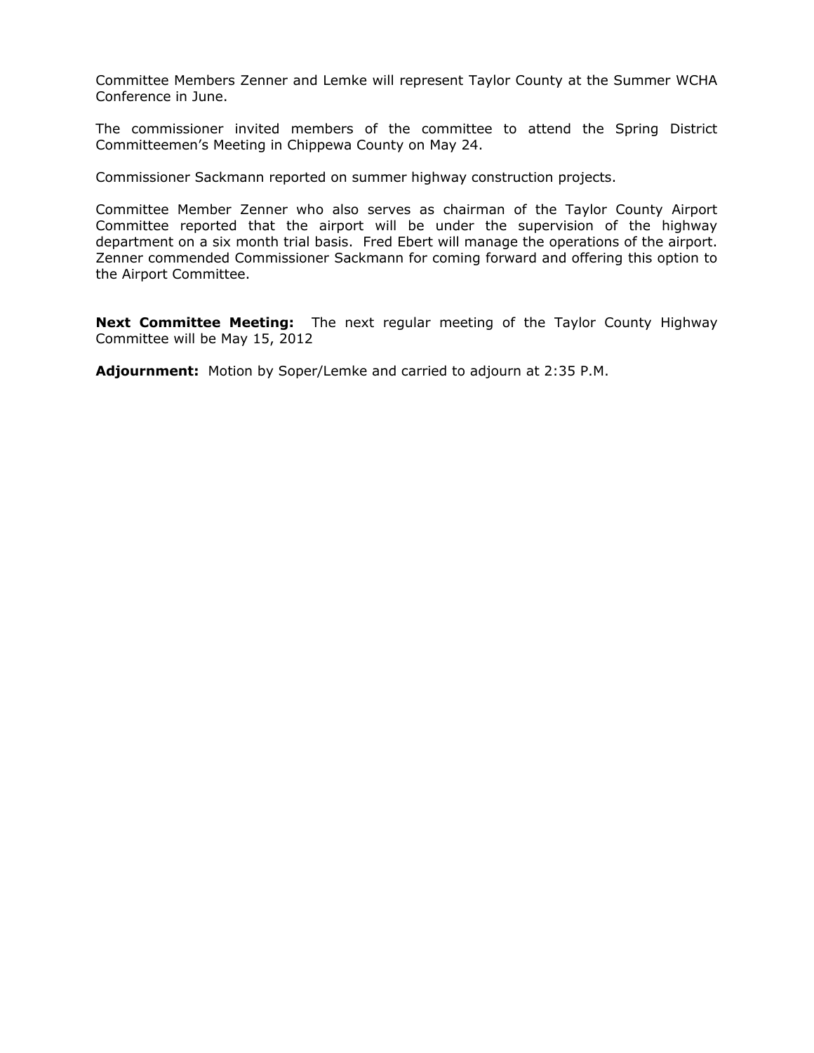Committee Members Zenner and Lemke will represent Taylor County at the Summer WCHA Conference in June.

The commissioner invited members of the committee to attend the Spring District Committeemen's Meeting in Chippewa County on May 24.

Commissioner Sackmann reported on summer highway construction projects.

Committee Member Zenner who also serves as chairman of the Taylor County Airport Committee reported that the airport will be under the supervision of the highway department on a six month trial basis. Fred Ebert will manage the operations of the airport. Zenner commended Commissioner Sackmann for coming forward and offering this option to the Airport Committee.

**Next Committee Meeting:** The next regular meeting of the Taylor County Highway Committee will be May 15, 2012

**Adjournment:** Motion by Soper/Lemke and carried to adjourn at 2:35 P.M.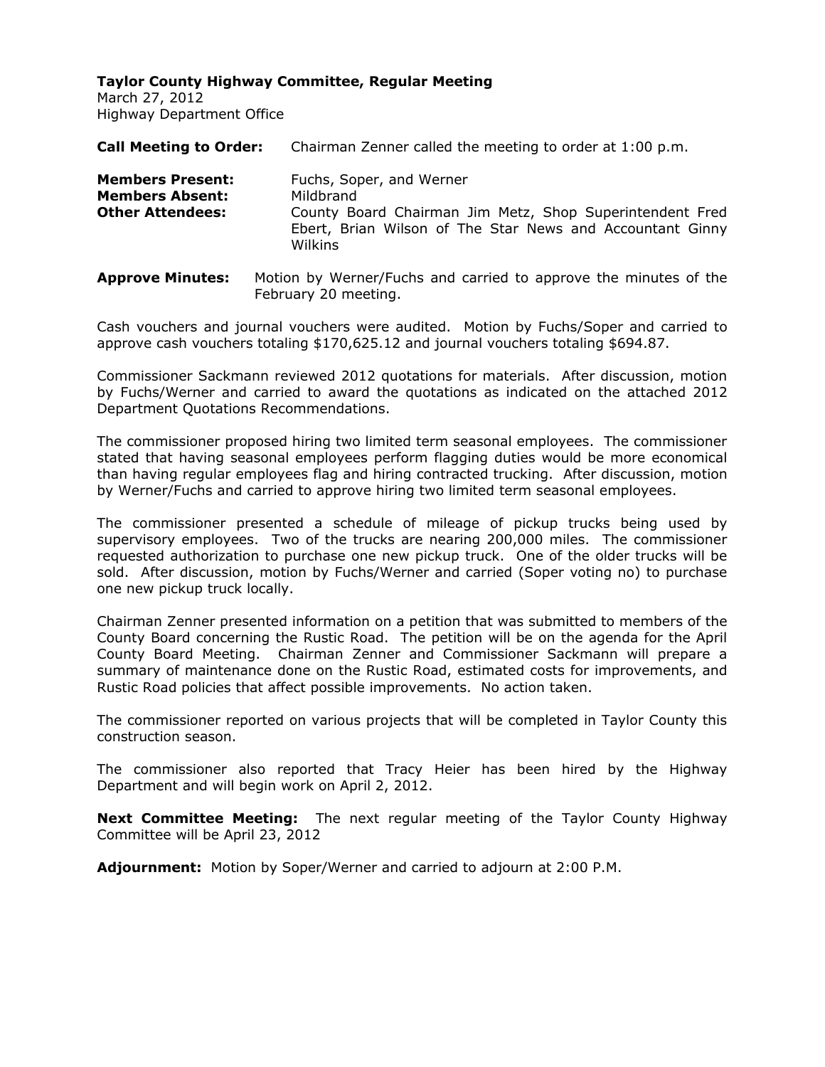**Taylor County Highway Committee, Regular Meeting**
March 27, 2012
Highway Department Office

**Call Meeting to Order:** Chairman Zenner called the meeting to order at 1:00 p.m.

**Members Present:** Fuchs, Soper, and Werner
**Members Absent:** Mildbrand
**Other Attendees:** County Board Chairman Jim Metz, Shop Superintendent Fred Ebert, Brian Wilson of The Star News and Accountant Ginny Wilkins

**Approve Minutes:** Motion by Werner/Fuchs and carried to approve the minutes of the February 20 meeting.

Cash vouchers and journal vouchers were audited. Motion by Fuchs/Soper and carried to approve cash vouchers totaling $170,625.12 and journal vouchers totaling $694.87.

Commissioner Sackmann reviewed 2012 quotations for materials. After discussion, motion by Fuchs/Werner and carried to award the quotations as indicated on the attached 2012 Department Quotations Recommendations.

The commissioner proposed hiring two limited term seasonal employees. The commissioner stated that having seasonal employees perform flagging duties would be more economical than having regular employees flag and hiring contracted trucking. After discussion, motion by Werner/Fuchs and carried to approve hiring two limited term seasonal employees.

The commissioner presented a schedule of mileage of pickup trucks being used by supervisory employees. Two of the trucks are nearing 200,000 miles. The commissioner requested authorization to purchase one new pickup truck. One of the older trucks will be sold. After discussion, motion by Fuchs/Werner and carried (Soper voting no) to purchase one new pickup truck locally.

Chairman Zenner presented information on a petition that was submitted to members of the County Board concerning the Rustic Road. The petition will be on the agenda for the April County Board Meeting. Chairman Zenner and Commissioner Sackmann will prepare a summary of maintenance done on the Rustic Road, estimated costs for improvements, and Rustic Road policies that affect possible improvements. No action taken.

The commissioner reported on various projects that will be completed in Taylor County this construction season.

The commissioner also reported that Tracy Heier has been hired by the Highway Department and will begin work on April 2, 2012.

**Next Committee Meeting:** The next regular meeting of the Taylor County Highway Committee will be April 23, 2012

**Adjournment:** Motion by Soper/Werner and carried to adjourn at 2:00 P.M.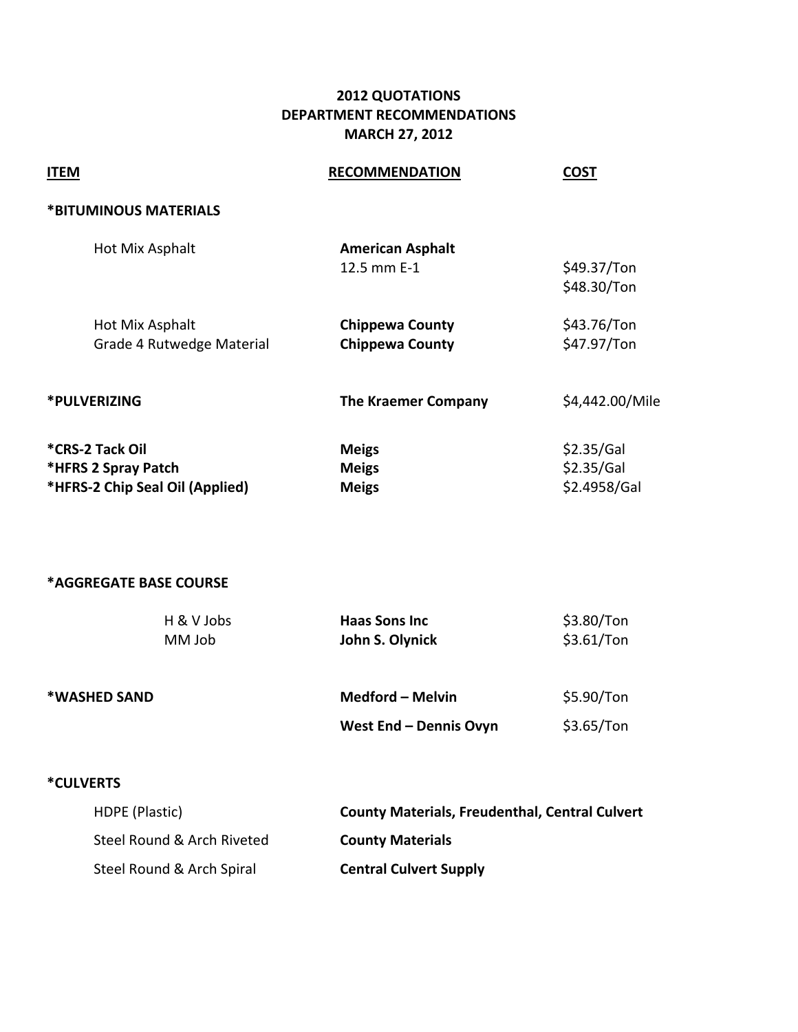**2012 QUOTATIONS**
**DEPARTMENT RECOMMENDATIONS**
**MARCH 27, 2012**

| ITEM | RECOMMENDATION | COST |
|---|---|---|
| ***BITUMINOUS MATERIALS** | | |
| Hot Mix Asphalt | **American Asphalt** | |
| | 12.5 mm E-1 | $49.37/Ton |
| | | $48.30/Ton |
| Hot Mix Asphalt | **Chippewa County** | $43.76/Ton |
| Grade 4 Rutwedge Material | **Chippewa County** | $47.97/Ton |
| ***PULVERIZING** | **The Kraemer Company** | $4,442.00/Mile |
| ***CRS-2 Tack Oil** | **Meigs** | $2.35/Gal |
| ***HFRS 2 Spray Patch** | **Meigs** | $2.35/Gal |
| ***HFRS-2 Chip Seal Oil (Applied)** | **Meigs** | $2.4958/Gal |
| ***AGGREGATE BASE COURSE** | | |
| H & V Jobs | **Haas Sons Inc** | $3.80/Ton |
| MM Job | **John S. Olynick** | $3.61/Ton |
| ***WASHED SAND** | **Medford – Melvin** | $5.90/Ton |
| | **West End – Dennis Ovyn** | $3.65/Ton |
| ***CULVERTS** | | |
| HDPE (Plastic) | **County Materials, Freudenthal, Central Culvert** | |
| Steel Round & Arch Riveted | **County Materials** | |
| Steel Round & Arch Spiral | **Central Culvert Supply** | |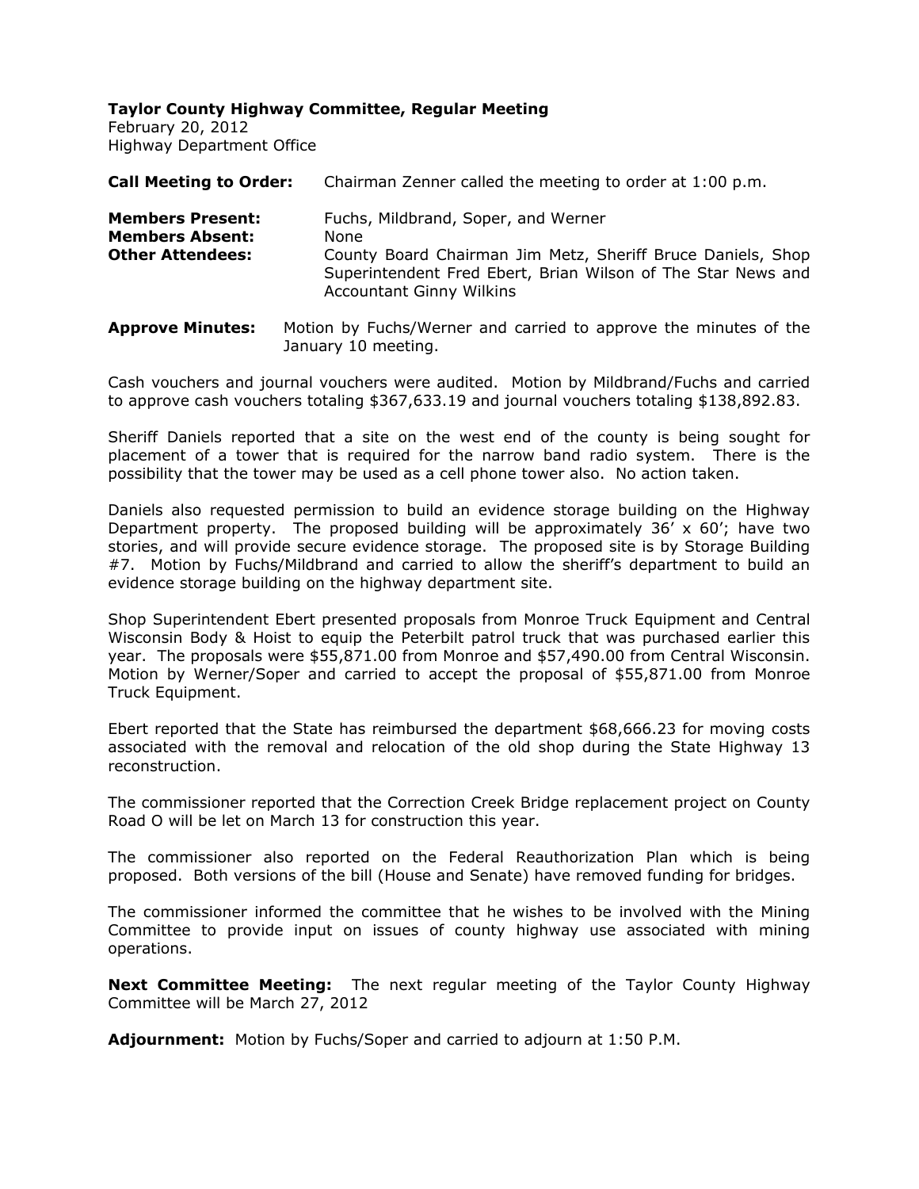**Taylor County Highway Committee, Regular Meeting**
February 20, 2012
Highway Department Office

**Call Meeting to Order:** Chairman Zenner called the meeting to order at 1:00 p.m.

**Members Present:** Fuchs, Mildbrand, Soper, and Werner
**Members Absent:** None
**Other Attendees:** County Board Chairman Jim Metz, Sheriff Bruce Daniels, Shop Superintendent Fred Ebert, Brian Wilson of The Star News and Accountant Ginny Wilkins

**Approve Minutes:** Motion by Fuchs/Werner and carried to approve the minutes of the January 10 meeting.

Cash vouchers and journal vouchers were audited. Motion by Mildbrand/Fuchs and carried to approve cash vouchers totaling $367,633.19 and journal vouchers totaling $138,892.83.

Sheriff Daniels reported that a site on the west end of the county is being sought for placement of a tower that is required for the narrow band radio system. There is the possibility that the tower may be used as a cell phone tower also. No action taken.

Daniels also requested permission to build an evidence storage building on the Highway Department property. The proposed building will be approximately 36' x 60'; have two stories, and will provide secure evidence storage. The proposed site is by Storage Building #7. Motion by Fuchs/Mildbrand and carried to allow the sheriff's department to build an evidence storage building on the highway department site.

Shop Superintendent Ebert presented proposals from Monroe Truck Equipment and Central Wisconsin Body & Hoist to equip the Peterbilt patrol truck that was purchased earlier this year. The proposals were $55,871.00 from Monroe and $57,490.00 from Central Wisconsin. Motion by Werner/Soper and carried to accept the proposal of $55,871.00 from Monroe Truck Equipment.

Ebert reported that the State has reimbursed the department $68,666.23 for moving costs associated with the removal and relocation of the old shop during the State Highway 13 reconstruction.

The commissioner reported that the Correction Creek Bridge replacement project on County Road O will be let on March 13 for construction this year.

The commissioner also reported on the Federal Reauthorization Plan which is being proposed. Both versions of the bill (House and Senate) have removed funding for bridges.

The commissioner informed the committee that he wishes to be involved with the Mining Committee to provide input on issues of county highway use associated with mining operations.

**Next Committee Meeting:** The next regular meeting of the Taylor County Highway Committee will be March 27, 2012

**Adjournment:** Motion by Fuchs/Soper and carried to adjourn at 1:50 P.M.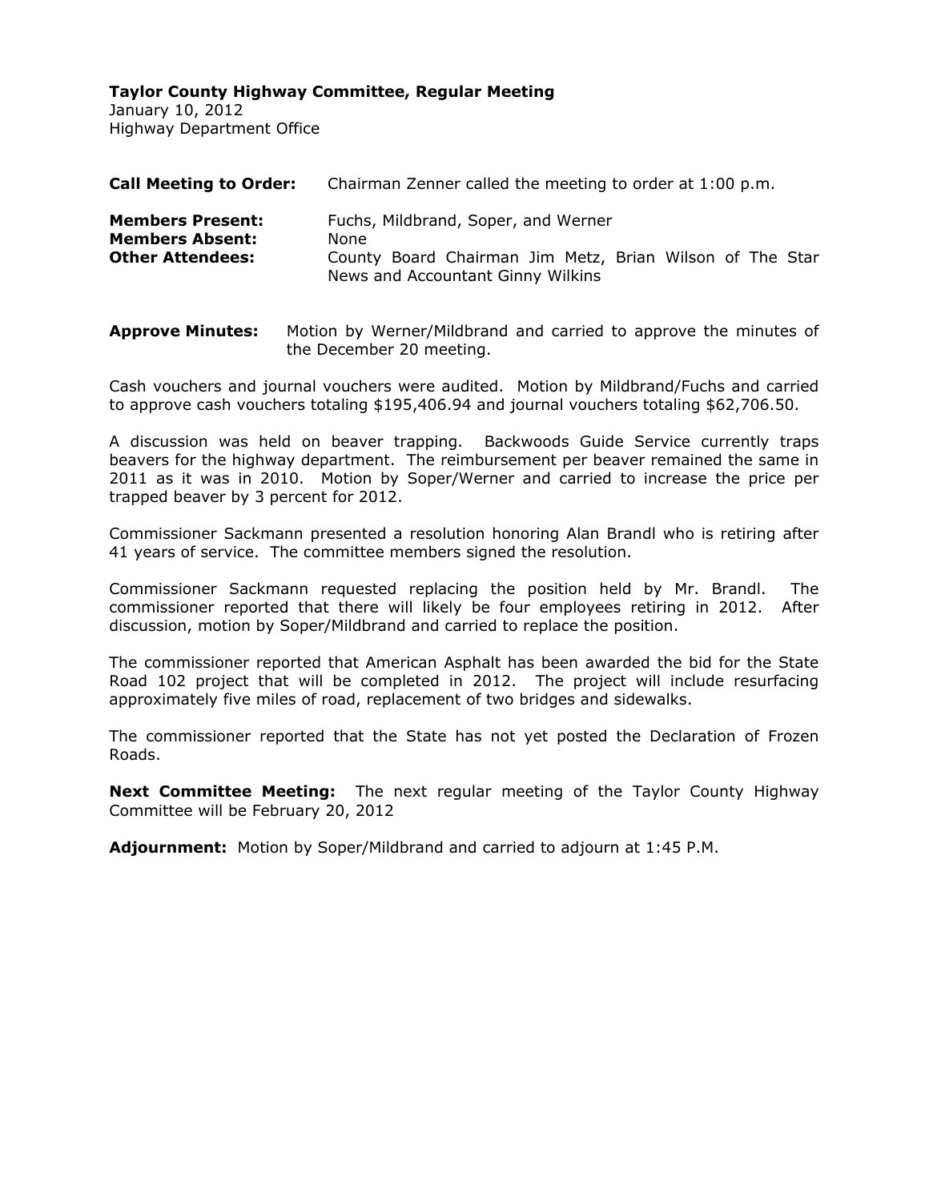**Taylor County Highway Committee, Regular Meeting**
January 10, 2012
Highway Department Office

**Call Meeting to Order:** Chairman Zenner called the meeting to order at 1:00 p.m.

**Members Present:** Fuchs, Mildbrand, Soper, and Werner
**Members Absent:** None
**Other Attendees:** County Board Chairman Jim Metz, Brian Wilson of The Star News and Accountant Ginny Wilkins

**Approve Minutes:** Motion by Werner/Mildbrand and carried to approve the minutes of the December 20 meeting.

Cash vouchers and journal vouchers were audited. Motion by Mildbrand/Fuchs and carried to approve cash vouchers totaling $195,406.94 and journal vouchers totaling $62,706.50.

A discussion was held on beaver trapping. Backwoods Guide Service currently traps beavers for the highway department. The reimbursement per beaver remained the same in 2011 as it was in 2010. Motion by Soper/Werner and carried to increase the price per trapped beaver by 3 percent for 2012.

Commissioner Sackmann presented a resolution honoring Alan Brandl who is retiring after 41 years of service. The committee members signed the resolution.

Commissioner Sackmann requested replacing the position held by Mr. Brandl. The commissioner reported that there will likely be four employees retiring in 2012. After discussion, motion by Soper/Mildbrand and carried to replace the position.

The commissioner reported that American Asphalt has been awarded the bid for the State Road 102 project that will be completed in 2012. The project will include resurfacing approximately five miles of road, replacement of two bridges and sidewalks.

The commissioner reported that the State has not yet posted the Declaration of Frozen Roads.

**Next Committee Meeting:** The next regular meeting of the Taylor County Highway Committee will be February 20, 2012

**Adjournment:** Motion by Soper/Mildbrand and carried to adjourn at 1:45 P.M.